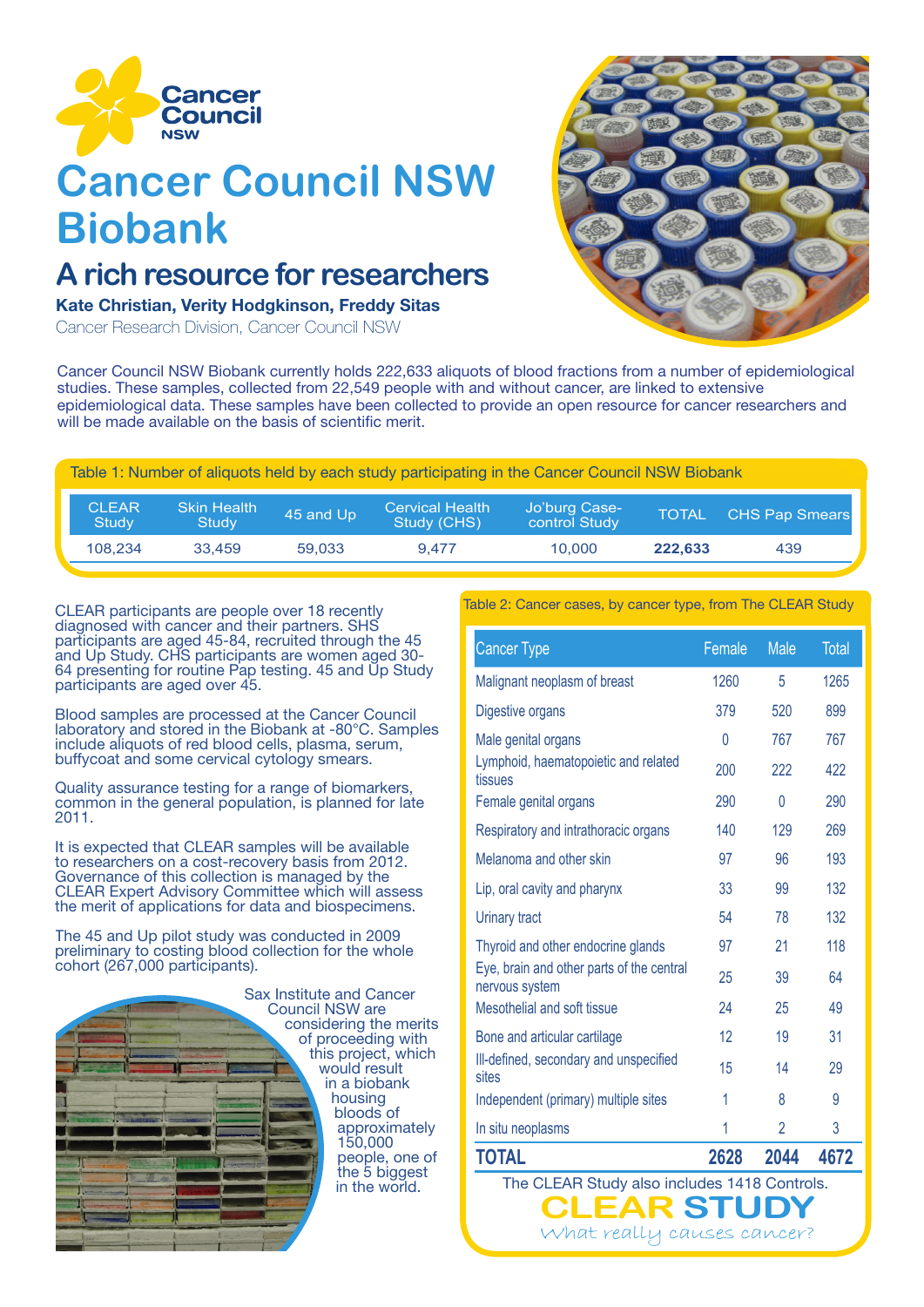Cancer Council NSW

# Cancer Council NSW Biobank

## A rich resource for researchers

**Kate Christian, Verity Hodgkinson, Freddy Sitas**

Cancer Research Division, Cancer Council NSW

Cancer Council NSW Biobank currently holds 222,633 aliquots of blood fractions from a number of epidemiological studies. These samples, collected from 22,549 people with and without cancer, are linked to extensive epidemiological data. These samples have been collected to provide an open resource for cancer researchers and will be made available on the basis of scientific merit.

Table 1: Number of aliquots held by each study participating in the Cancer Council NSW Biobank

| CLEAR Study | Skin Health Study | 45 and Up | Cervical Health Study (CHS) | Jo'burg Case-control Study | TOTAL | CHS Pap Smears |
|---|---|---|---|---|---|---|
| 108,234 | 33,459 | 59,033 | 9,477 | 10,000 | **222,633** | 439 |

CLEAR participants are people over 18 recently diagnosed with cancer and their partners. SHS participants are aged 45-84, recruited through the 45 and Up Study. CHS participants are women aged 30-64 presenting for routine Pap testing. 45 and Up Study participants are aged over 45.

Blood samples are processed at the Cancer Council laboratory and stored in the Biobank at -80°C. Samples include aliquots of red blood cells, plasma, serum, buffycoat and some cervical cytology smears.

Quality assurance testing for a range of biomarkers, common in the general population, is planned for late 2011.

It is expected that CLEAR samples will be available to researchers on a cost-recovery basis from 2012. Governance of this collection is managed by the CLEAR Expert Advisory Committee which will assess the merit of applications for data and biospecimens.

The 45 and Up pilot study was conducted in 2009 preliminary to costing blood collection for the whole cohort (267,000 participants).

Sax Institute and Cancer Council NSW are considering the merits of proceeding with this project, which would result in a biobank housing bloods of approximately 150,000 people, one of the 5 biggest in the world.

Table 2: Cancer cases, by cancer type, from The CLEAR Study

| Cancer Type | Female | Male | Total |
|---|---|---|---|
| Malignant neoplasm of breast | 1260 | 5 | 1265 |
| Digestive organs | 379 | 520 | 899 |
| Male genital organs | 0 | 767 | 767 |
| Lymphoid, haematopoietic and related tissues | 200 | 222 | 422 |
| Female genital organs | 290 | 0 | 290 |
| Respiratory and intrathoracic organs | 140 | 129 | 269 |
| Melanoma and other skin | 97 | 96 | 193 |
| Lip, oral cavity and pharynx | 33 | 99 | 132 |
| Urinary tract | 54 | 78 | 132 |
| Thyroid and other endocrine glands | 97 | 21 | 118 |
| Eye, brain and other parts of the central nervous system | 25 | 39 | 64 |
| Mesothelial and soft tissue | 24 | 25 | 49 |
| Bone and articular cartilage | 12 | 19 | 31 |
| Ill-defined, secondary and unspecified sites | 15 | 14 | 29 |
| Independent (primary) multiple sites | 1 | 8 | 9 |
| In situ neoplasms | 1 | 2 | 3 |
| **TOTAL** | **2628** | **2044** | **4672** |

The CLEAR Study also includes 1418 Controls.

**CLEAR STUDY**

*What really causes cancer?*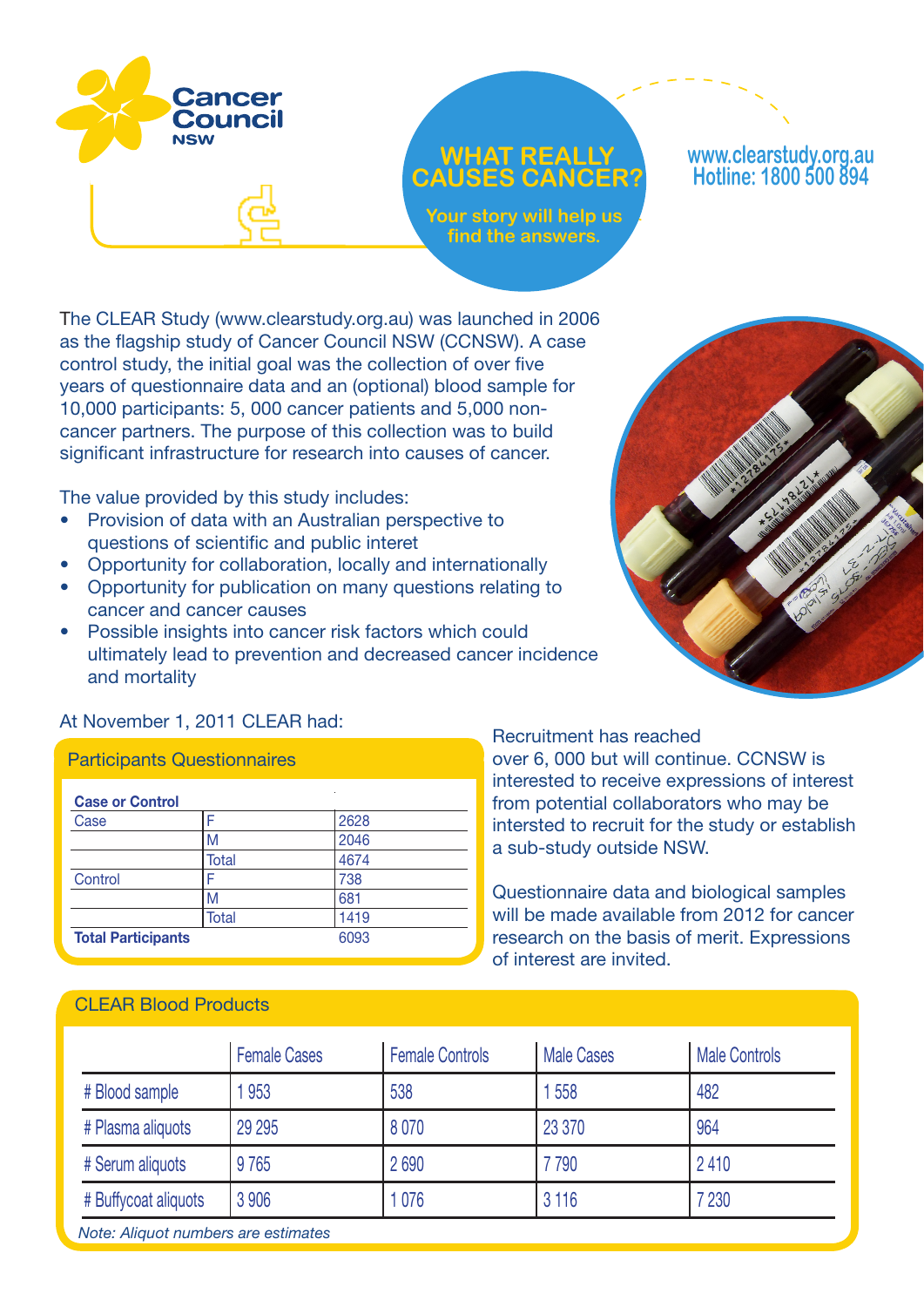Cancer Council NSW

# WHAT REALLY CAUSES CANCER?

Your story will help us find the answers.

www.clearstudy.org.au
Hotline: 1800 500 894

The CLEAR Study (www.clearstudy.org.au) was launched in 2006 as the flagship study of Cancer Council NSW (CCNSW). A case control study, the initial goal was the collection of over five years of questionnaire data and an (optional) blood sample for 10,000 participants: 5, 000 cancer patients and 5,000 non-cancer partners. The purpose of this collection was to build significant infrastructure for research into causes of cancer.

The value provided by this study includes:

- Provision of data with an Australian perspective to questions of scientific and public interet
- Opportunity for collaboration, locally and internationally
- Opportunity for publication on many questions relating to cancer and cancer causes
- Possible insights into cancer risk factors which could ultimately lead to prevention and decreased cancer incidence and mortality

At November 1, 2011 CLEAR had:

## Participants Questionnaires

| Case or Control | | |
|---|---|---|
| Case | F | 2628 |
| | M | 2046 |
| | Total | 4674 |
| Control | F | 738 |
| | M | 681 |
| | Total | 1419 |
| **Total Participants** | | 6093 |

Recruitment has reached over 6, 000 but will continue. CCNSW is interested to receive expressions of interest from potential collaborators who may be intersted to recruit for the study or establish a sub-study outside NSW.

Questionnaire data and biological samples will be made available from 2012 for cancer research on the basis of merit. Expressions of interest are invited.

## CLEAR Blood Products

| | Female Cases | Female Controls | Male Cases | Male Controls |
|---|---|---|---|---|
| # Blood sample | 1 953 | 538 | 1 558 | 482 |
| # Plasma aliquots | 29 295 | 8 070 | 23 370 | 964 |
| # Serum aliquots | 9 765 | 2 690 | 7 790 | 2 410 |
| # Buffycoat aliquots | 3 906 | 1 076 | 3 116 | 7 230 |

*Note: Aliquot numbers are estimates*